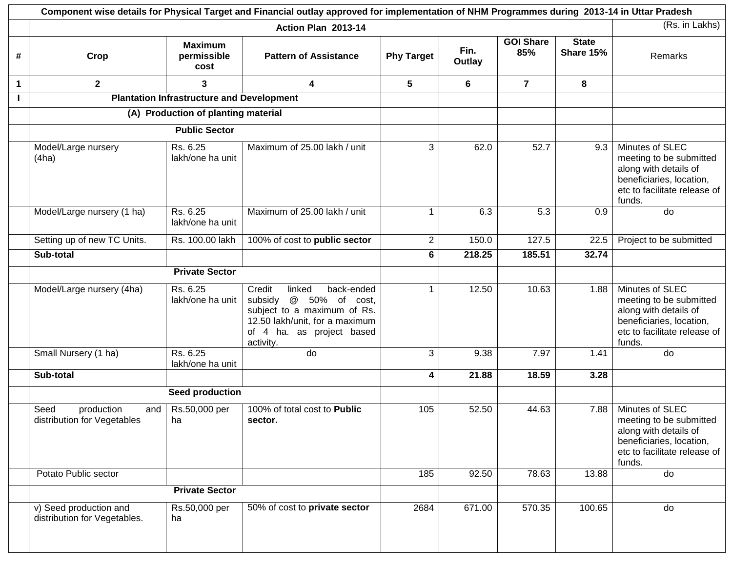| # | Crop | Maximum permissible cost | Pattern of Assistance | Phy Target | Fin. Outlay | GOI Share 85% | State Share 15% | Remarks |
|---|---|---|---|---|---|---|---|---|
| **Component wise details for Physical Target and Financial outlay approved for implementation of NHM Programmes during 2013-14 in Uttar Pradesh** | | | | | | | | |
| | **Action Plan 2013-14** | | | | | | | (Rs. in Lakhs) |
| **1** | **2** | **3** | **4** | **5** | **6** | **7** | **8** | |
| **I** | **Plantation Infrastructure and Development** | | | | | | | |
| | **(A) Production of planting material** | | | | | | | |
| | **Public Sector** | | | | | | | |
| | Model/Large nursery (4ha) | Rs. 6.25 lakh/one ha unit | Maximum of 25.00 lakh / unit | 3 | 62.0 | 52.7 | 9.3 | Minutes of SLEC meeting to be submitted along with details of beneficiaries, location, etc to facilitate release of funds. |
| | Model/Large nursery (1 ha) | Rs. 6.25 lakh/one ha unit | Maximum of 25.00 lakh / unit | 1 | 6.3 | 5.3 | 0.9 | do |
| | Setting up of new TC Units. | Rs. 100.00 lakh | 100% of cost to **public sector** | 2 | 150.0 | 127.5 | 22.5 | Project to be submitted |
| | **Sub-total** | | | **6** | **218.25** | **185.51** | **32.74** | |
| | **Private Sector** | | | | | | | |
| | Model/Large nursery (4ha) | Rs. 6.25 lakh/one ha unit | Credit linked back-ended subsidy @ 50% of cost, subject to a maximum of Rs. 12.50 lakh/unit, for a maximum of 4 ha. as project based activity. | 1 | 12.50 | 10.63 | 1.88 | Minutes of SLEC meeting to be submitted along with details of beneficiaries, location, etc to facilitate release of funds. |
| | Small Nursery (1 ha) | Rs. 6.25 lakh/one ha unit | do | 3 | 9.38 | 7.97 | 1.41 | do |
| | **Sub-total** | | | **4** | **21.88** | **18.59** | **3.28** | |
| | **Seed production** | | | | | | | |
| | Seed production and distribution for Vegetables | Rs.50,000 per ha | 100% of total cost to **Public sector.** | 105 | 52.50 | 44.63 | 7.88 | Minutes of SLEC meeting to be submitted along with details of beneficiaries, location, etc to facilitate release of funds. |
| | Potato Public sector | | | 185 | 92.50 | 78.63 | 13.88 | do |
| | **Private Sector** | | | | | | | |
| | v) Seed production and distribution for Vegetables. | Rs.50,000 per ha | 50% of cost to **private sector** | 2684 | 671.00 | 570.35 | 100.65 | do |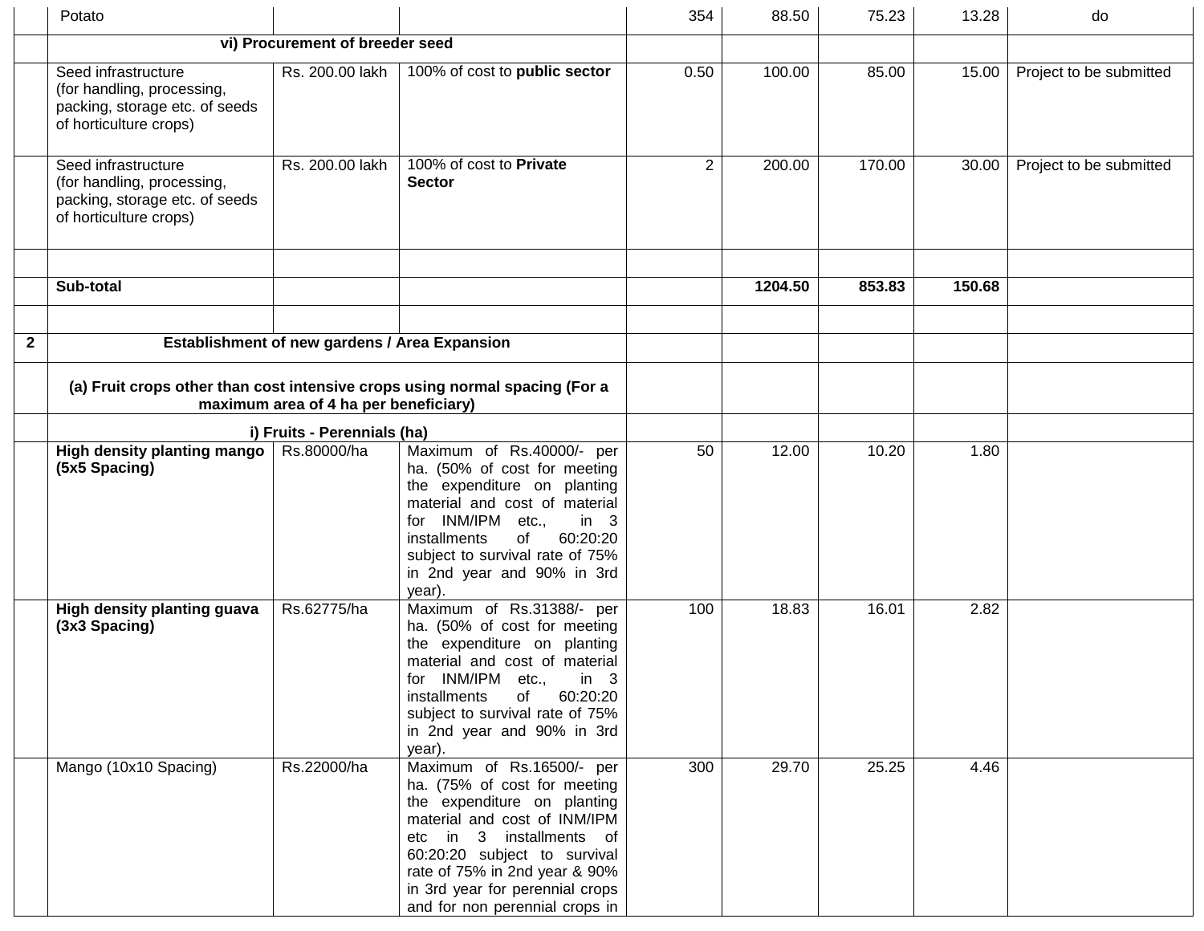| | | | | | | | | |
|---|---|---|---|---|---|---|---|---|
| | Potato | | | 354 | 88.50 | 75.23 | 13.28 | do |
| | **vi) Procurement of breeder seed** | | | | | | | |
| | Seed infrastructure (for handling, processing, packing, storage etc. of seeds of horticulture crops) | Rs. 200.00 lakh | 100% of cost to **public sector** | 0.50 | 100.00 | 85.00 | 15.00 | Project to be submitted |
| | Seed infrastructure (for handling, processing, packing, storage etc. of seeds of horticulture crops) | Rs. 200.00 lakh | 100% of cost to **Private Sector** | 2 | 200.00 | 170.00 | 30.00 | Project to be submitted |
| | | | | | | | | |
| | **Sub-total** | | | | **1204.50** | **853.83** | **150.68** | |
| | | | | | | | | |
| **2** | **Establishment of new gardens / Area Expansion** | | | | | | | |
| | **(a) Fruit crops other than cost intensive crops using normal spacing (For a maximum area of 4 ha per beneficiary)** | | | | | | | |
| | **i) Fruits - Perennials (ha)** | | | | | | | |
| | **High density planting mango (5x5 Spacing)** | Rs.80000/ha | Maximum of Rs.40000/- per ha. (50% of cost for meeting the expenditure on planting material and cost of material for INM/IPM etc., in 3 installments of 60:20:20 subject to survival rate of 75% in 2nd year and 90% in 3rd year). | 50 | 12.00 | 10.20 | 1.80 | |
| | **High density planting guava (3x3 Spacing)** | Rs.62775/ha | Maximum of Rs.31388/- per ha. (50% of cost for meeting the expenditure on planting material and cost of material for INM/IPM etc., in 3 installments of 60:20:20 subject to survival rate of 75% in 2nd year and 90% in 3rd year). | 100 | 18.83 | 16.01 | 2.82 | |
| | Mango (10x10 Spacing) | Rs.22000/ha | Maximum of Rs.16500/- per ha. (75% of cost for meeting the expenditure on planting material and cost of INM/IPM etc in 3 installments of 60:20:20 subject to survival rate of 75% in 2nd year & 90% in 3rd year for perennial crops and for non perennial crops in | 300 | 29.70 | 25.25 | 4.46 | |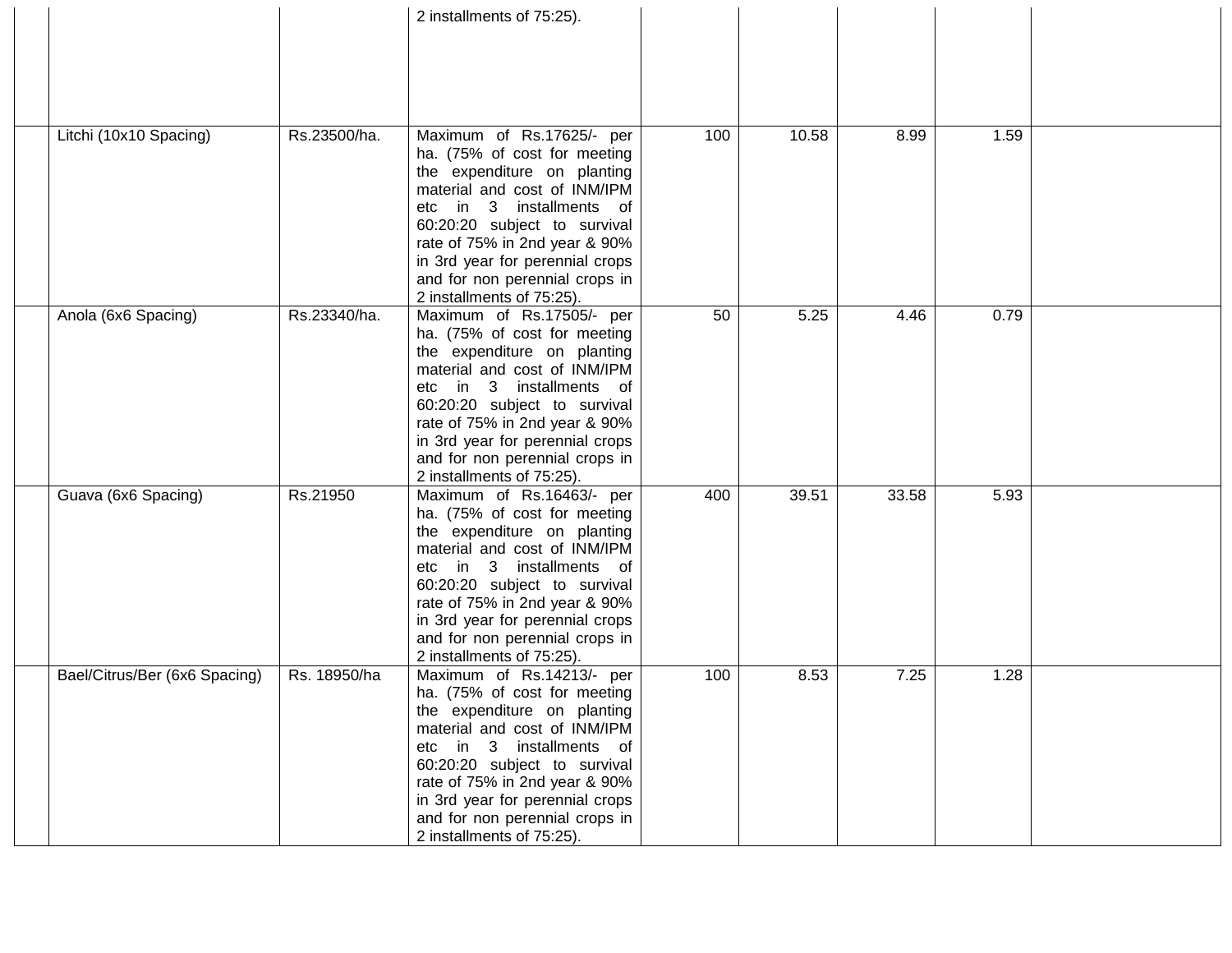| | | | | | | | | |
|---|---|---|---|---|---|---|---|---|
| | | | 2 installments of 75:25). | | | | | |
| | Litchi (10x10 Spacing) | Rs.23500/ha. | Maximum of Rs.17625/- per ha. (75% of cost for meeting the expenditure on planting material and cost of INM/IPM etc in 3 installments of 60:20:20 subject to survival rate of 75% in 2nd year & 90% in 3rd year for perennial crops and for non perennial crops in 2 installments of 75:25). | 100 | 10.58 | 8.99 | 1.59 | |
| | Anola (6x6 Spacing) | Rs.23340/ha. | Maximum of Rs.17505/- per ha. (75% of cost for meeting the expenditure on planting material and cost of INM/IPM etc in 3 installments of 60:20:20 subject to survival rate of 75% in 2nd year & 90% in 3rd year for perennial crops and for non perennial crops in 2 installments of 75:25). | 50 | 5.25 | 4.46 | 0.79 | |
| | Guava (6x6 Spacing) | Rs.21950 | Maximum of Rs.16463/- per ha. (75% of cost for meeting the expenditure on planting material and cost of INM/IPM etc in 3 installments of 60:20:20 subject to survival rate of 75% in 2nd year & 90% in 3rd year for perennial crops and for non perennial crops in 2 installments of 75:25). | 400 | 39.51 | 33.58 | 5.93 | |
| | Bael/Citrus/Ber (6x6 Spacing) | Rs. 18950/ha | Maximum of Rs.14213/- per ha. (75% of cost for meeting the expenditure on planting material and cost of INM/IPM etc in 3 installments of 60:20:20 subject to survival rate of 75% in 2nd year & 90% in 3rd year for perennial crops and for non perennial crops in 2 installments of 75:25). | 100 | 8.53 | 7.25 | 1.28 | |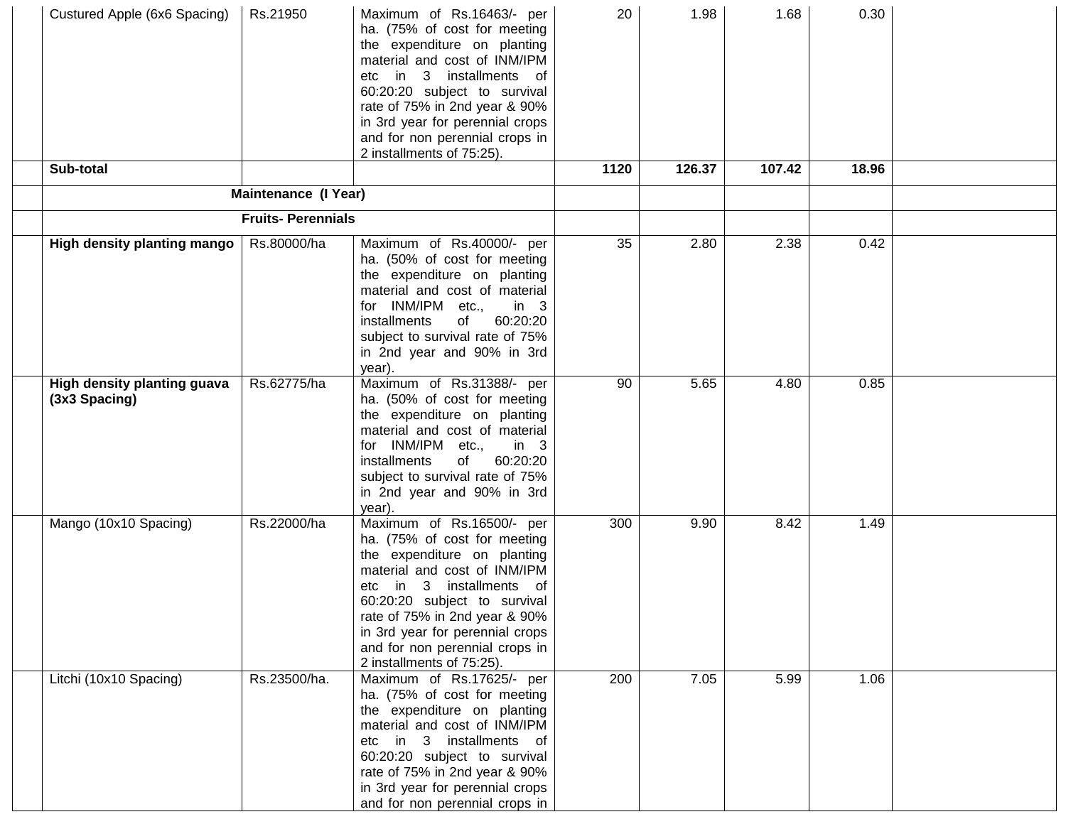| | | | | | | | | |
|---|---|---|---|---|---|---|---|---|
| | Custured Apple (6x6 Spacing) | Rs.21950 | Maximum of Rs.16463/- per ha. (75% of cost for meeting the expenditure on planting material and cost of INM/IPM etc in 3 installments of 60:20:20 subject to survival rate of 75% in 2nd year & 90% in 3rd year for perennial crops and for non perennial crops in 2 installments of 75:25). | 20 | 1.98 | 1.68 | 0.30 | |
| | **Sub-total** | | | **1120** | **126.37** | **107.42** | **18.96** | |
| | **Maintenance (I Year)** | | | | | | | |
| | **Fruits- Perennials** | | | | | | | |
| | **High density planting mango** | Rs.80000/ha | Maximum of Rs.40000/- per ha. (50% of cost for meeting the expenditure on planting material and cost of material for INM/IPM etc., in 3 installments of 60:20:20 subject to survival rate of 75% in 2nd year and 90% in 3rd year). | 35 | 2.80 | 2.38 | 0.42 | |
| | **High density planting guava (3x3 Spacing)** | Rs.62775/ha | Maximum of Rs.31388/- per ha. (50% of cost for meeting the expenditure on planting material and cost of material for INM/IPM etc., in 3 installments of 60:20:20 subject to survival rate of 75% in 2nd year and 90% in 3rd year). | 90 | 5.65 | 4.80 | 0.85 | |
| | Mango (10x10 Spacing) | Rs.22000/ha | Maximum of Rs.16500/- per ha. (75% of cost for meeting the expenditure on planting material and cost of INM/IPM etc in 3 installments of 60:20:20 subject to survival rate of 75% in 2nd year & 90% in 3rd year for perennial crops and for non perennial crops in 2 installments of 75:25). | 300 | 9.90 | 8.42 | 1.49 | |
| | Litchi (10x10 Spacing) | Rs.23500/ha. | Maximum of Rs.17625/- per ha. (75% of cost for meeting the expenditure on planting material and cost of INM/IPM etc in 3 installments of 60:20:20 subject to survival rate of 75% in 2nd year & 90% in 3rd year for perennial crops and for non perennial crops in | 200 | 7.05 | 5.99 | 1.06 | |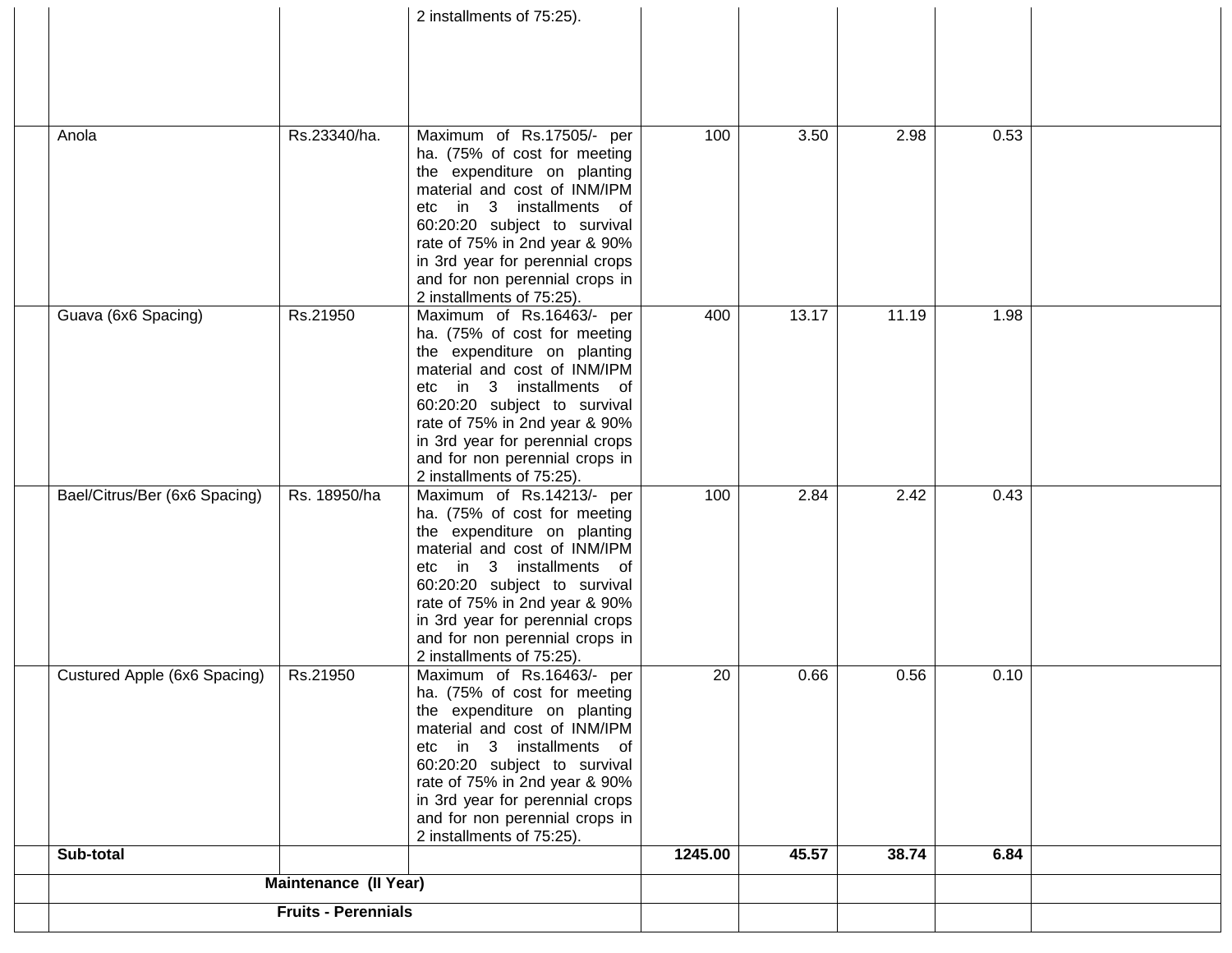| | | | | | | | |
|---|---|---|---|---|---|---|---|
| | | 2 installments of 75:25). | | | | | |
| Anola | Rs.23340/ha. | Maximum of Rs.17505/- per ha. (75% of cost for meeting the expenditure on planting material and cost of INM/IPM etc in 3 installments of 60:20:20 subject to survival rate of 75% in 2nd year & 90% in 3rd year for perennial crops and for non perennial crops in 2 installments of 75:25). | 100 | 3.50 | 2.98 | 0.53 | |
| Guava (6x6 Spacing) | Rs.21950 | Maximum of Rs.16463/- per ha. (75% of cost for meeting the expenditure on planting material and cost of INM/IPM etc in 3 installments of 60:20:20 subject to survival rate of 75% in 2nd year & 90% in 3rd year for perennial crops and for non perennial crops in 2 installments of 75:25). | 400 | 13.17 | 11.19 | 1.98 | |
| Bael/Citrus/Ber (6x6 Spacing) | Rs. 18950/ha | Maximum of Rs.14213/- per ha. (75% of cost for meeting the expenditure on planting material and cost of INM/IPM etc in 3 installments of 60:20:20 subject to survival rate of 75% in 2nd year & 90% in 3rd year for perennial crops and for non perennial crops in 2 installments of 75:25). | 100 | 2.84 | 2.42 | 0.43 | |
| Custured Apple (6x6 Spacing) | Rs.21950 | Maximum of Rs.16463/- per ha. (75% of cost for meeting the expenditure on planting material and cost of INM/IPM etc in 3 installments of 60:20:20 subject to survival rate of 75% in 2nd year & 90% in 3rd year for perennial crops and for non perennial crops in 2 installments of 75:25). | 20 | 0.66 | 0.56 | 0.10 | |
| **Sub-total** | | | **1245.00** | **45.57** | **38.74** | **6.84** | |
| **Maintenance (II Year)** | | | | | | | |
| **Fruits - Perennials** | | | | | | | |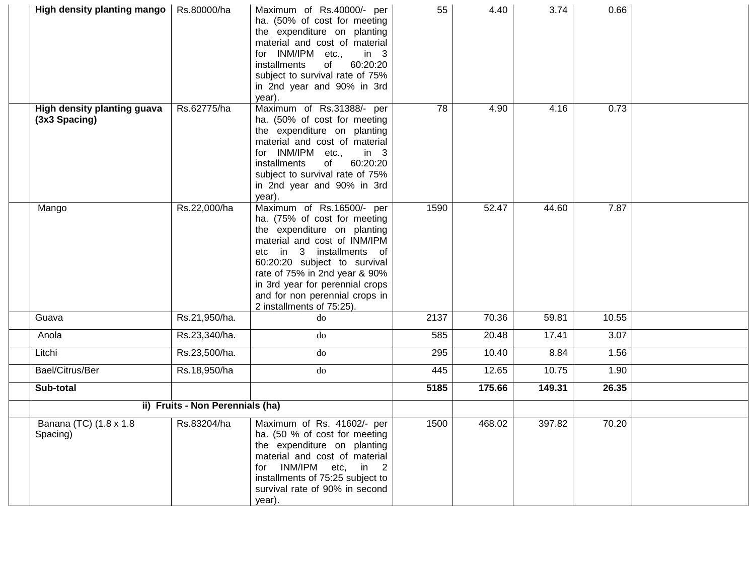| | | | | | | | | |
|---|---|---|---|---|---|---|---|---|
| | **High density planting mango** | Rs.80000/ha | Maximum of Rs.40000/- per ha. (50% of cost for meeting the expenditure on planting material and cost of material for INM/IPM etc., in 3 installments of 60:20:20 subject to survival rate of 75% in 2nd year and 90% in 3rd year). | 55 | 4.40 | 3.74 | 0.66 | |
| | **High density planting guava (3x3 Spacing)** | Rs.62775/ha | Maximum of Rs.31388/- per ha. (50% of cost for meeting the expenditure on planting material and cost of material for INM/IPM etc., in 3 installments of 60:20:20 subject to survival rate of 75% in 2nd year and 90% in 3rd year). | 78 | 4.90 | 4.16 | 0.73 | |
| | Mango | Rs.22,000/ha | Maximum of Rs.16500/- per ha. (75% of cost for meeting the expenditure on planting material and cost of INM/IPM etc in 3 installments of 60:20:20 subject to survival rate of 75% in 2nd year & 90% in 3rd year for perennial crops and for non perennial crops in 2 installments of 75:25). | 1590 | 52.47 | 44.60 | 7.87 | |
| | Guava | Rs.21,950/ha. | do | 2137 | 70.36 | 59.81 | 10.55 | |
| | Anola | Rs.23,340/ha. | do | 585 | 20.48 | 17.41 | 3.07 | |
| | Litchi | Rs.23,500/ha. | do | 295 | 10.40 | 8.84 | 1.56 | |
| | Bael/Citrus/Ber | Rs.18,950/ha | do | 445 | 12.65 | 10.75 | 1.90 | |
| | **Sub-total** | | | **5185** | **175.66** | **149.31** | **26.35** | |
| | **ii) Fruits - Non Perennials (ha)** | | | | | | | |
| | Banana (TC) (1.8 x 1.8 Spacing) | Rs.83204/ha | Maximum of Rs. 41602/- per ha. (50 % of cost for meeting the expenditure on planting material and cost of material for INM/IPM etc, in 2 installments of 75:25 subject to survival rate of 90% in second year). | 1500 | 468.02 | 397.82 | 70.20 | |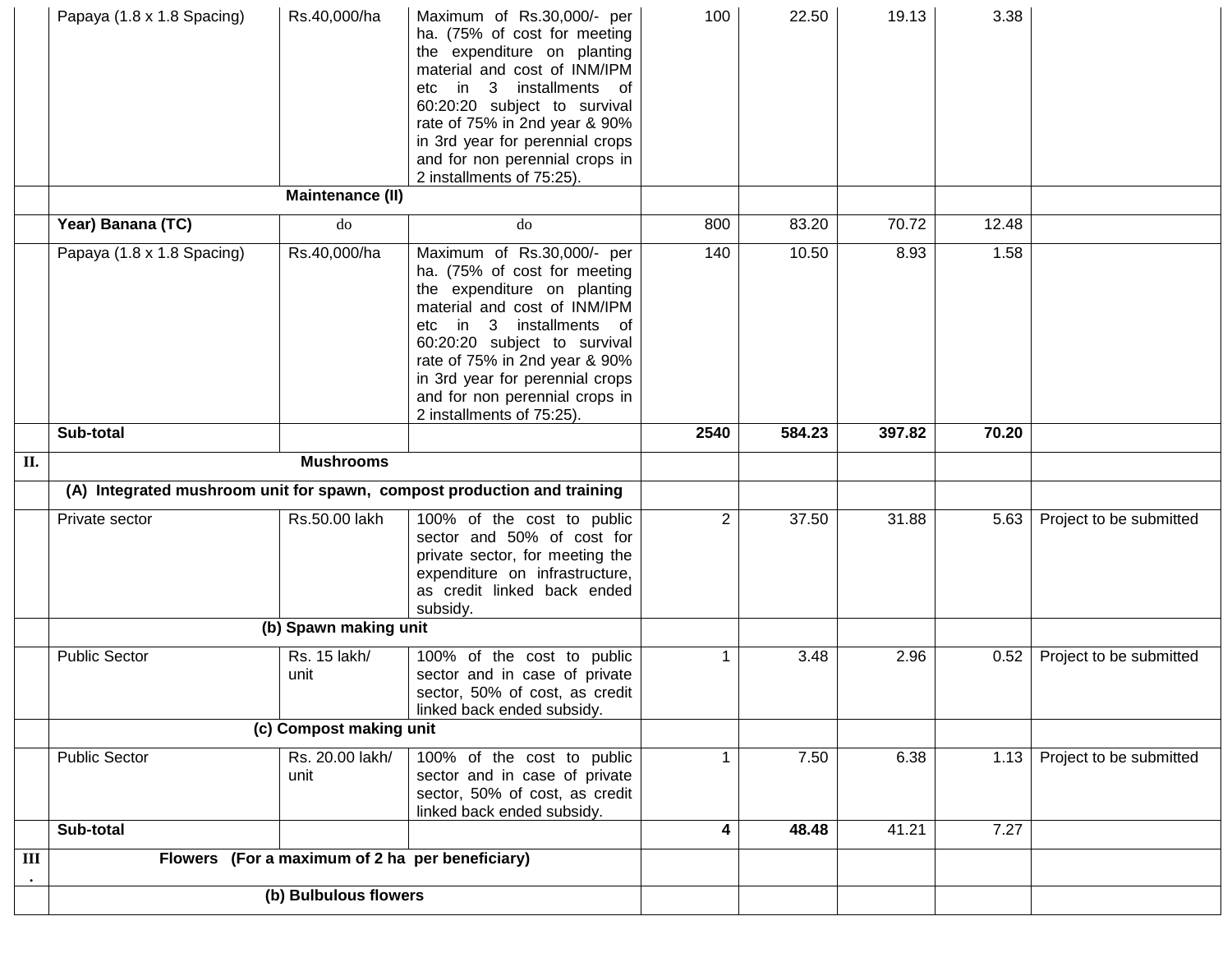|  |  |  |  |  |  |  |  |  |
|---|---|---|---|---|---|---|---|---|
|  | Papaya (1.8 x 1.8 Spacing) | Rs.40,000/ha | Maximum of Rs.30,000/- per ha. (75% of cost for meeting the expenditure on planting material and cost of INM/IPM etc in 3 installments of 60:20:20 subject to survival rate of 75% in 2nd year & 90% in 3rd year for perennial crops and for non perennial crops in 2 installments of 75:25). | 100 | 22.50 | 19.13 | 3.38 |  |
|  | **Maintenance (II)** |  |  |  |  |  |  |  |
|  | **Year) Banana (TC)** | do | do | 800 | 83.20 | 70.72 | 12.48 |  |
|  | Papaya (1.8 x 1.8 Spacing) | Rs.40,000/ha | Maximum of Rs.30,000/- per ha. (75% of cost for meeting the expenditure on planting material and cost of INM/IPM etc in 3 installments of 60:20:20 subject to survival rate of 75% in 2nd year & 90% in 3rd year for perennial crops and for non perennial crops in 2 installments of 75:25). | 140 | 10.50 | 8.93 | 1.58 |  |
|  | **Sub-total** |  |  | **2540** | **584.23** | **397.82** | **70.20** |  |
| **II.** | **Mushrooms** |  |  |  |  |  |  |  |
|  | **(A) Integrated mushroom unit for spawn, compost production and training** |  |  |  |  |  |  |  |
|  | Private sector | Rs.50.00 lakh | 100% of the cost to public sector and 50% of cost for private sector, for meeting the expenditure on infrastructure, as credit linked back ended subsidy. | 2 | 37.50 | 31.88 | 5.63 | Project to be submitted |
|  | **(b) Spawn making unit** |  |  |  |  |  |  |  |
|  | Public Sector | Rs. 15 lakh/ unit | 100% of the cost to public sector and in case of private sector, 50% of cost, as credit linked back ended subsidy. | 1 | 3.48 | 2.96 | 0.52 | Project to be submitted |
|  | **(c) Compost making unit** |  |  |  |  |  |  |  |
|  | Public Sector | Rs. 20.00 lakh/ unit | 100% of the cost to public sector and in case of private sector, 50% of cost, as credit linked back ended subsidy. | 1 | 7.50 | 6.38 | 1.13 | Project to be submitted |
|  | **Sub-total** |  |  | **4** | **48.48** | 41.21 | 7.27 |  |
| **III.** | **Flowers (For a maximum of 2 ha per beneficiary)** |  |  |  |  |  |  |  |
|  | **(b) Bulbulous flowers** |  |  |  |  |  |  |  |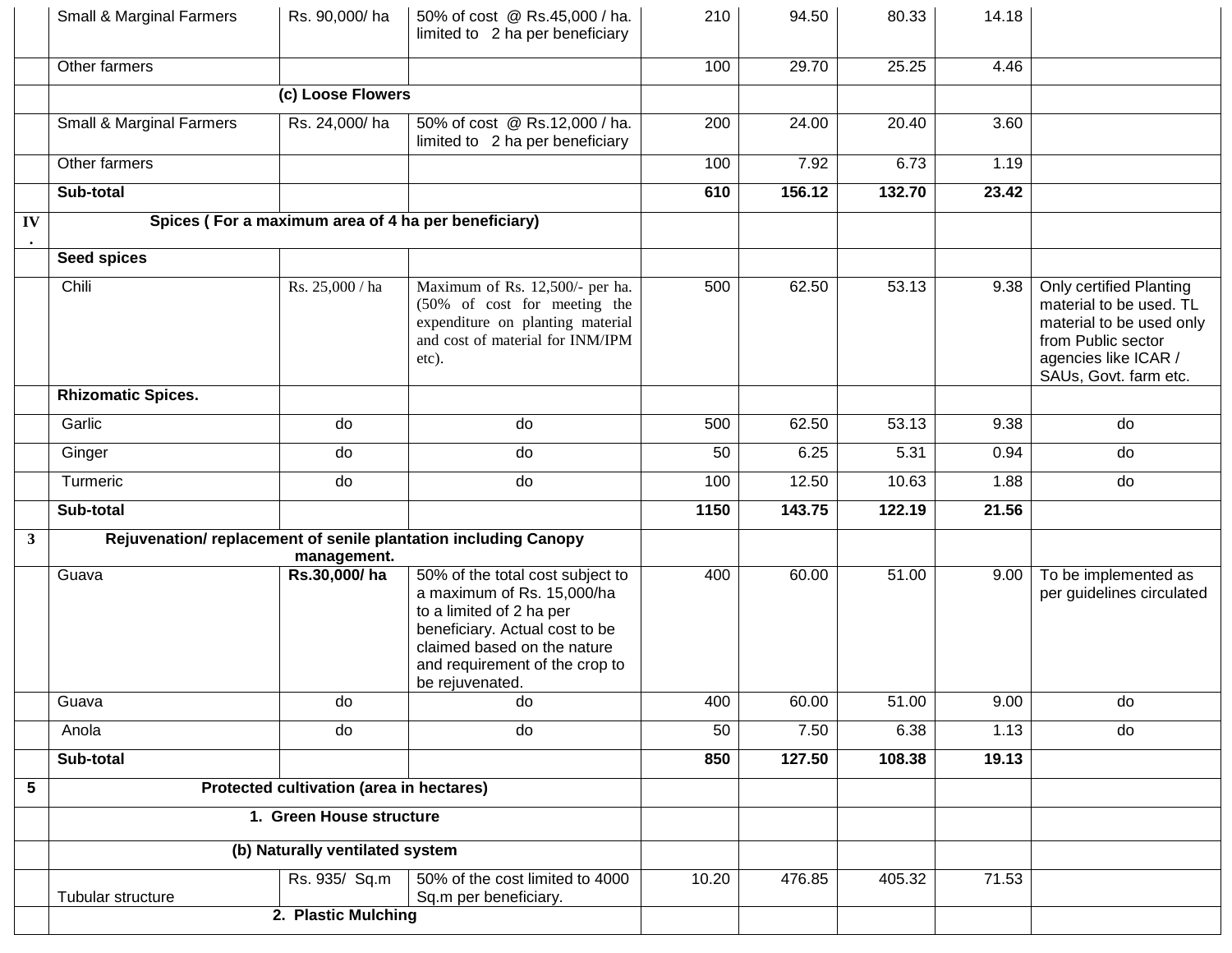| | | | | | | | | |
|---|---|---|---|---|---|---|---|---|
| | Small & Marginal Farmers | Rs. 90,000/ ha | 50% of cost @ Rs.45,000 / ha. limited to 2 ha per beneficiary | 210 | 94.50 | 80.33 | 14.18 | |
| | Other farmers | | | 100 | 29.70 | 25.25 | 4.46 | |
| | **(c) Loose Flowers** | | | | | | | |
| | Small & Marginal Farmers | Rs. 24,000/ ha | 50% of cost @ Rs.12,000 / ha. limited to 2 ha per beneficiary | 200 | 24.00 | 20.40 | 3.60 | |
| | Other farmers | | | 100 | 7.92 | 6.73 | 1.19 | |
| | **Sub-total** | | | **610** | **156.12** | **132.70** | **23.42** | |
| **IV.** | **Spices ( For a maximum area of 4 ha per beneficiary)** | | | | | | | |
| | **Seed spices** | | | | | | | |
| | Chili | Rs. 25,000 / ha | Maximum of Rs. 12,500/- per ha. (50% of cost for meeting the expenditure on planting material and cost of material for INM/IPM etc). | 500 | 62.50 | 53.13 | 9.38 | Only certified Planting material to be used. TL material to be used only from Public sector agencies like ICAR / SAUs, Govt. farm etc. |
| | **Rhizomatic Spices.** | | | | | | | |
| | Garlic | do | do | 500 | 62.50 | 53.13 | 9.38 | do |
| | Ginger | do | do | 50 | 6.25 | 5.31 | 0.94 | do |
| | Turmeric | do | do | 100 | 12.50 | 10.63 | 1.88 | do |
| | **Sub-total** | | | **1150** | **143.75** | **122.19** | **21.56** | |
| **3** | **Rejuvenation/ replacement of senile plantation including Canopy management.** | | | | | | | |
| | Guava | **Rs.30,000/ ha** | 50% of the total cost subject to a maximum of Rs. 15,000/ha to a limited of 2 ha per beneficiary. Actual cost to be claimed based on the nature and requirement of the crop to be rejuvenated. | 400 | 60.00 | 51.00 | 9.00 | To be implemented as per guidelines circulated |
| | Guava | do | do | 400 | 60.00 | 51.00 | 9.00 | do |
| | Anola | do | do | 50 | 7.50 | 6.38 | 1.13 | do |
| | **Sub-total** | | | **850** | **127.50** | **108.38** | **19.13** | |
| **5** | **Protected cultivation (area in hectares)** | | | | | | | |
| | **1. Green House structure** | | | | | | | |
| | **(b) Naturally ventilated system** | | | | | | | |
| | Tubular structure | Rs. 935/ Sq.m | 50% of the cost limited to 4000 Sq.m per beneficiary. | 10.20 | 476.85 | 405.32 | 71.53 | |
| | **2. Plastic Mulching** | | | | | | | |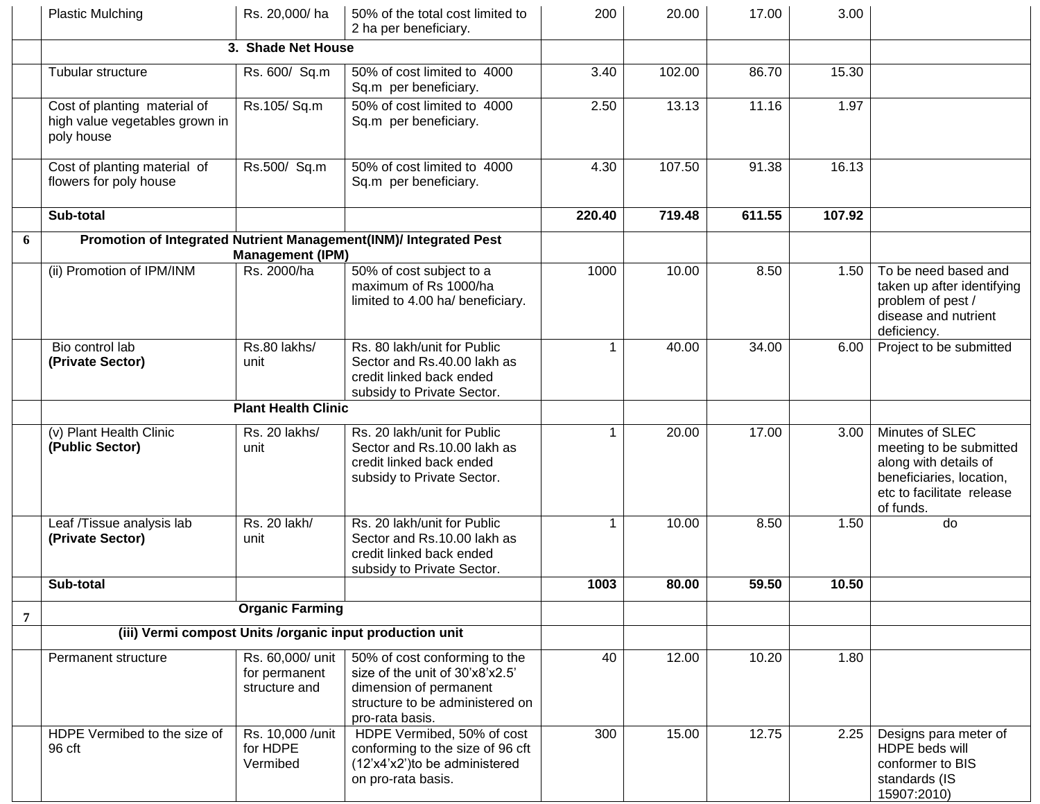|  |  |  |  |  |  |  |  |  |
|---|---|---|---|---|---|---|---|---|
|  | Plastic Mulching | Rs. 20,000/ ha | 50% of the total cost limited to 2 ha per beneficiary. | 200 | 20.00 | 17.00 | 3.00 |  |
|  | **3. Shade Net House** |  |  |  |  |  |  |  |
|  | Tubular structure | Rs. 600/ Sq.m | 50% of cost limited to 4000 Sq.m per beneficiary. | 3.40 | 102.00 | 86.70 | 15.30 |  |
|  | Cost of planting material of high value vegetables grown in poly house | Rs.105/ Sq.m | 50% of cost limited to 4000 Sq.m per beneficiary. | 2.50 | 13.13 | 11.16 | 1.97 |  |
|  | Cost of planting material of flowers for poly house | Rs.500/ Sq.m | 50% of cost limited to 4000 Sq.m per beneficiary. | 4.30 | 107.50 | 91.38 | 16.13 |  |
|  | **Sub-total** |  |  | **220.40** | **719.48** | **611.55** | **107.92** |  |
| **6** | **Promotion of Integrated Nutrient Management(INM)/ Integrated Pest Management (IPM)** |  |  |  |  |  |  |  |
|  | (ii) Promotion of IPM/INM | Rs. 2000/ha | 50% of cost subject to a maximum of Rs 1000/ha limited to 4.00 ha/ beneficiary. | 1000 | 10.00 | 8.50 | 1.50 | To be need based and taken up after identifying problem of pest / disease and nutrient deficiency. |
|  | Bio control lab **(Private Sector)** | Rs.80 lakhs/ unit | Rs. 80 lakh/unit for Public Sector and Rs.40.00 lakh as credit linked back ended subsidy to Private Sector. | 1 | 40.00 | 34.00 | 6.00 | Project to be submitted |
|  | **Plant Health Clinic** |  |  |  |  |  |  |  |
|  | (v) Plant Health Clinic **(Public Sector)** | Rs. 20 lakhs/ unit | Rs. 20 lakh/unit for Public Sector and Rs.10.00 lakh as credit linked back ended subsidy to Private Sector. | 1 | 20.00 | 17.00 | 3.00 | Minutes of SLEC meeting to be submitted along with details of beneficiaries, location, etc to facilitate release of funds. |
|  | Leaf /Tissue analysis lab **(Private Sector)** | Rs. 20 lakh/ unit | Rs. 20 lakh/unit for Public Sector and Rs.10.00 lakh as credit linked back ended subsidy to Private Sector. | 1 | 10.00 | 8.50 | 1.50 | do |
|  | **Sub-total** |  |  | **1003** | **80.00** | **59.50** | **10.50** |  |
| **7** | **Organic Farming** |  |  |  |  |  |  |  |
|  | **(iii) Vermi compost Units /organic input production unit** |  |  |  |  |  |  |  |
|  | Permanent structure | Rs. 60,000/ unit for permanent structure and | 50% of cost conforming to the size of the unit of 30'x8'x2.5' dimension of permanent structure to be administered on pro-rata basis. | 40 | 12.00 | 10.20 | 1.80 |  |
|  | HDPE Vermibed to the size of 96 cft | Rs. 10,000 /unit for HDPE Vermibed | HDPE Vermibed, 50% of cost conforming to the size of 96 cft (12'x4'x2')to be administered on pro-rata basis. | 300 | 15.00 | 12.75 | 2.25 | Designs para meter of HDPE beds will conformer to BIS standards (IS 15907:2010) |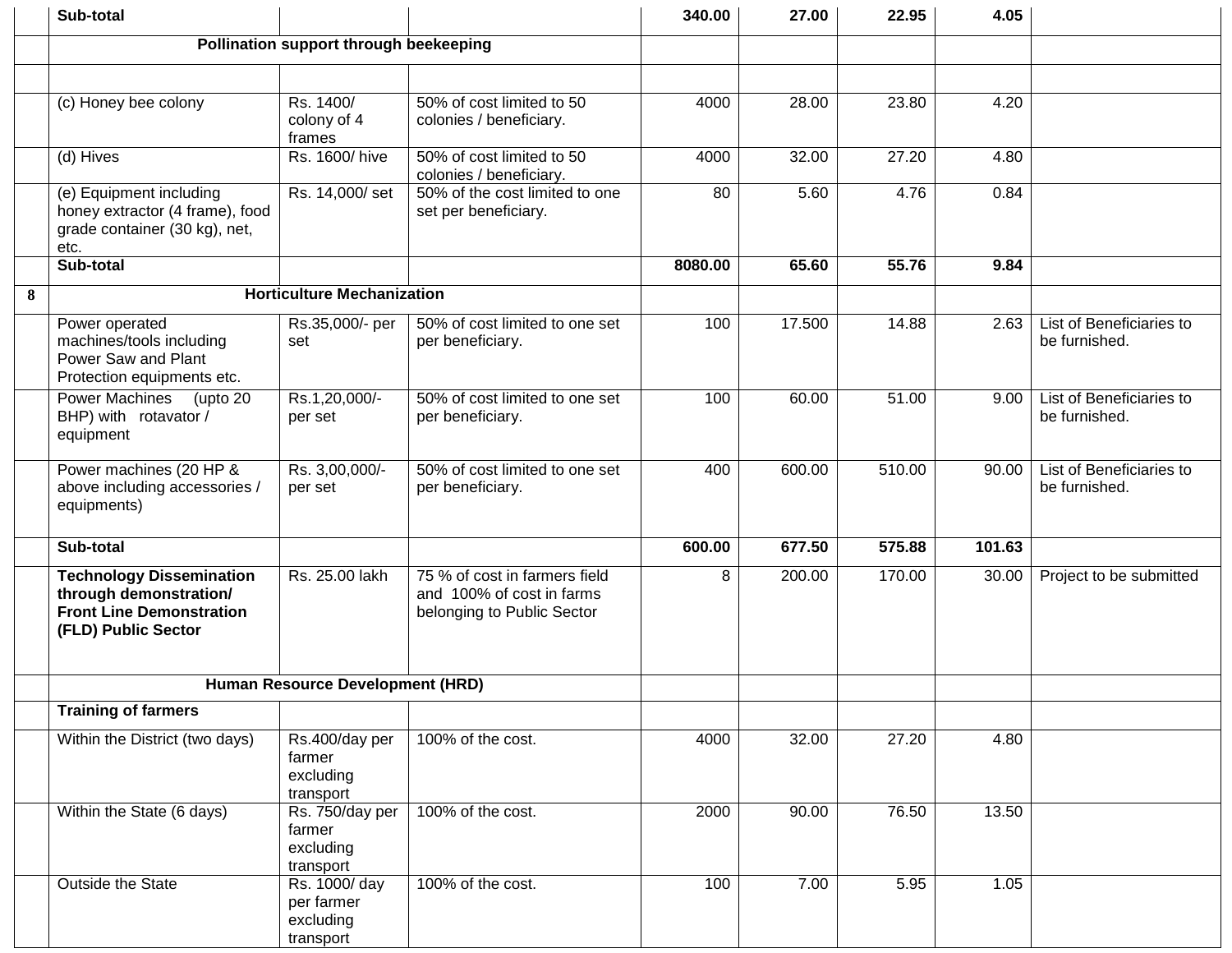|  | Sub-total |  |  | 340.00 | 27.00 | 22.95 | 4.05 |  |
|---|---|---|---|---|---|---|---|---|
|  | **Pollination support through beekeeping** |  |  |  |  |  |  |  |
|  |  |  |  |  |  |  |  |  |
|  | (c) Honey bee colony | Rs. 1400/ colony of 4 frames | 50% of cost limited to 50 colonies / beneficiary. | 4000 | 28.00 | 23.80 | 4.20 |  |
|  | (d) Hives | Rs. 1600/ hive | 50% of cost limited to 50 colonies / beneficiary. | 4000 | 32.00 | 27.20 | 4.80 |  |
|  | (e) Equipment including honey extractor (4 frame), food grade container (30 kg), net, etc. | Rs. 14,000/ set | 50% of the cost limited to one set per beneficiary. | 80 | 5.60 | 4.76 | 0.84 |  |
|  | **Sub-total** |  |  | **8080.00** | **65.60** | **55.76** | **9.84** |  |
| **8** | **Horticulture Mechanization** |  |  |  |  |  |  |  |
|  | Power operated machines/tools including Power Saw and Plant Protection equipments etc. | Rs.35,000/- per set | 50% of cost limited to one set per beneficiary. | 100 | 17.500 | 14.88 | 2.63 | List of Beneficiaries to be furnished. |
|  | Power Machines (upto 20 BHP) with rotavator / equipment | Rs.1,20,000/- per set | 50% of cost limited to one set per beneficiary. | 100 | 60.00 | 51.00 | 9.00 | List of Beneficiaries to be furnished. |
|  | Power machines (20 HP & above including accessories / equipments) | Rs. 3,00,000/- per set | 50% of cost limited to one set per beneficiary. | 400 | 600.00 | 510.00 | 90.00 | List of Beneficiaries to be furnished. |
|  | **Sub-total** |  |  | **600.00** | **677.50** | **575.88** | **101.63** |  |
|  | **Technology Dissemination through demonstration/ Front Line Demonstration (FLD) Public Sector** | Rs. 25.00 lakh | 75 % of cost in farmers field and 100% of cost in farms belonging to Public Sector | 8 | 200.00 | 170.00 | 30.00 | Project to be submitted |
|  | **Human Resource Development (HRD)** |  |  |  |  |  |  |  |
|  | **Training of farmers** |  |  |  |  |  |  |  |
|  | Within the District (two days) | Rs.400/day per farmer excluding transport | 100% of the cost. | 4000 | 32.00 | 27.20 | 4.80 |  |
|  | Within the State (6 days) | Rs. 750/day per farmer excluding transport | 100% of the cost. | 2000 | 90.00 | 76.50 | 13.50 |  |
|  | Outside the State | Rs. 1000/ day per farmer excluding transport | 100% of the cost. | 100 | 7.00 | 5.95 | 1.05 |  |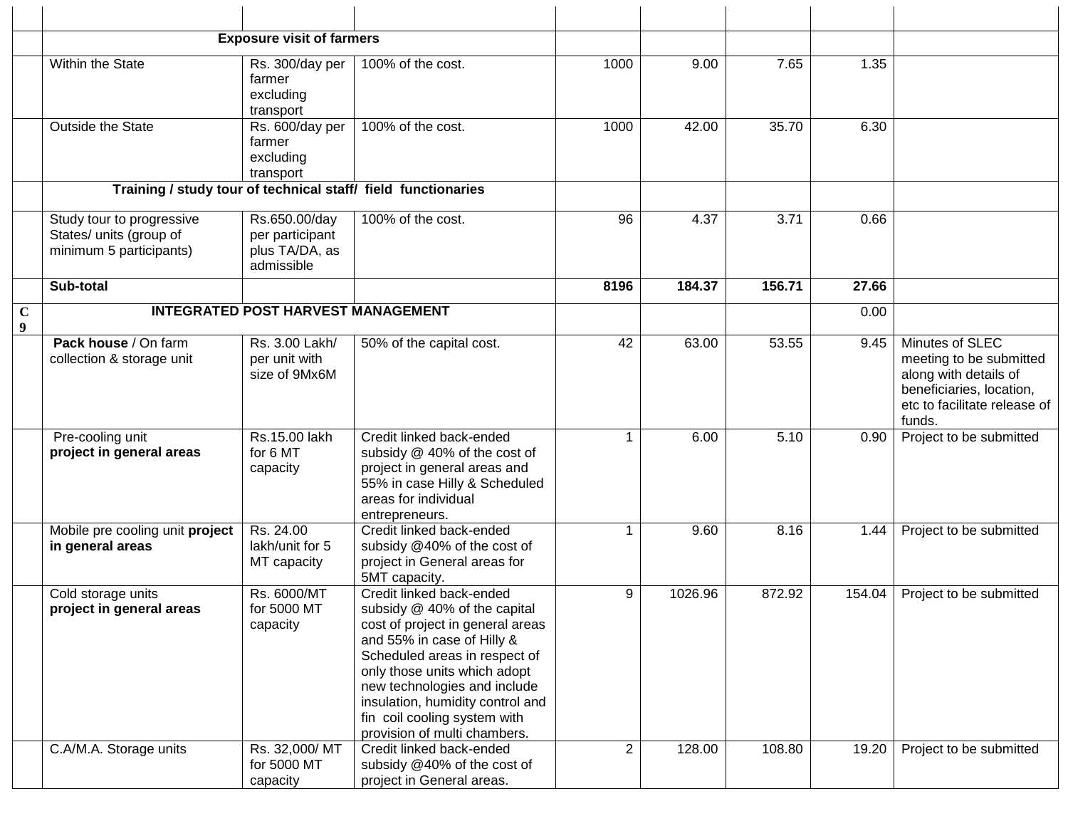| | | | | | | | | |
|---|---|---|---|---|---|---|---|---|
| | **Exposure visit of farmers** | | | | | | | |
| | Within the State | Rs. 300/day per farmer excluding transport | 100% of the cost. | 1000 | 9.00 | 7.65 | 1.35 | |
| | Outside the State | Rs. 600/day per farmer excluding transport | 100% of the cost. | 1000 | 42.00 | 35.70 | 6.30 | |
| | **Training / study tour of technical staff/ field functionaries** | | | | | | | |
| | Study tour to progressive States/ units (group of minimum 5 participants) | Rs.650.00/day per participant plus TA/DA, as admissible | 100% of the cost. | 96 | 4.37 | 3.71 | 0.66 | |
| | **Sub-total** | | | **8196** | **184.37** | **156.71** | **27.66** | |
| **C 9** | **INTEGRATED POST HARVEST MANAGEMENT** | | | | | | 0.00 | |
| | **Pack house** / On farm collection & storage unit | Rs. 3.00 Lakh/ per unit with size of 9Mx6M | 50% of the capital cost. | 42 | 63.00 | 53.55 | 9.45 | Minutes of SLEC meeting to be submitted along with details of beneficiaries, location, etc to facilitate release of funds. |
| | Pre-cooling unit **project in general areas** | Rs.15.00 lakh for 6 MT capacity | Credit linked back-ended subsidy @ 40% of the cost of project in general areas and 55% in case Hilly & Scheduled areas for individual entrepreneurs. | 1 | 6.00 | 5.10 | 0.90 | Project to be submitted |
| | Mobile pre cooling unit **project in general areas** | Rs. 24.00 lakh/unit for 5 MT capacity | Credit linked back-ended subsidy @40% of the cost of project in General areas for 5MT capacity. | 1 | 9.60 | 8.16 | 1.44 | Project to be submitted |
| | Cold storage units **project in general areas** | Rs. 6000/MT for 5000 MT capacity | Credit linked back-ended subsidy @ 40% of the capital cost of project in general areas and 55% in case of Hilly & Scheduled areas in respect of only those units which adopt new technologies and include insulation, humidity control and fin coil cooling system with provision of multi chambers. | 9 | 1026.96 | 872.92 | 154.04 | Project to be submitted |
| | C.A/M.A. Storage units | Rs. 32,000/ MT for 5000 MT capacity | Credit linked back-ended subsidy @40% of the cost of project in General areas. | 2 | 128.00 | 108.80 | 19.20 | Project to be submitted |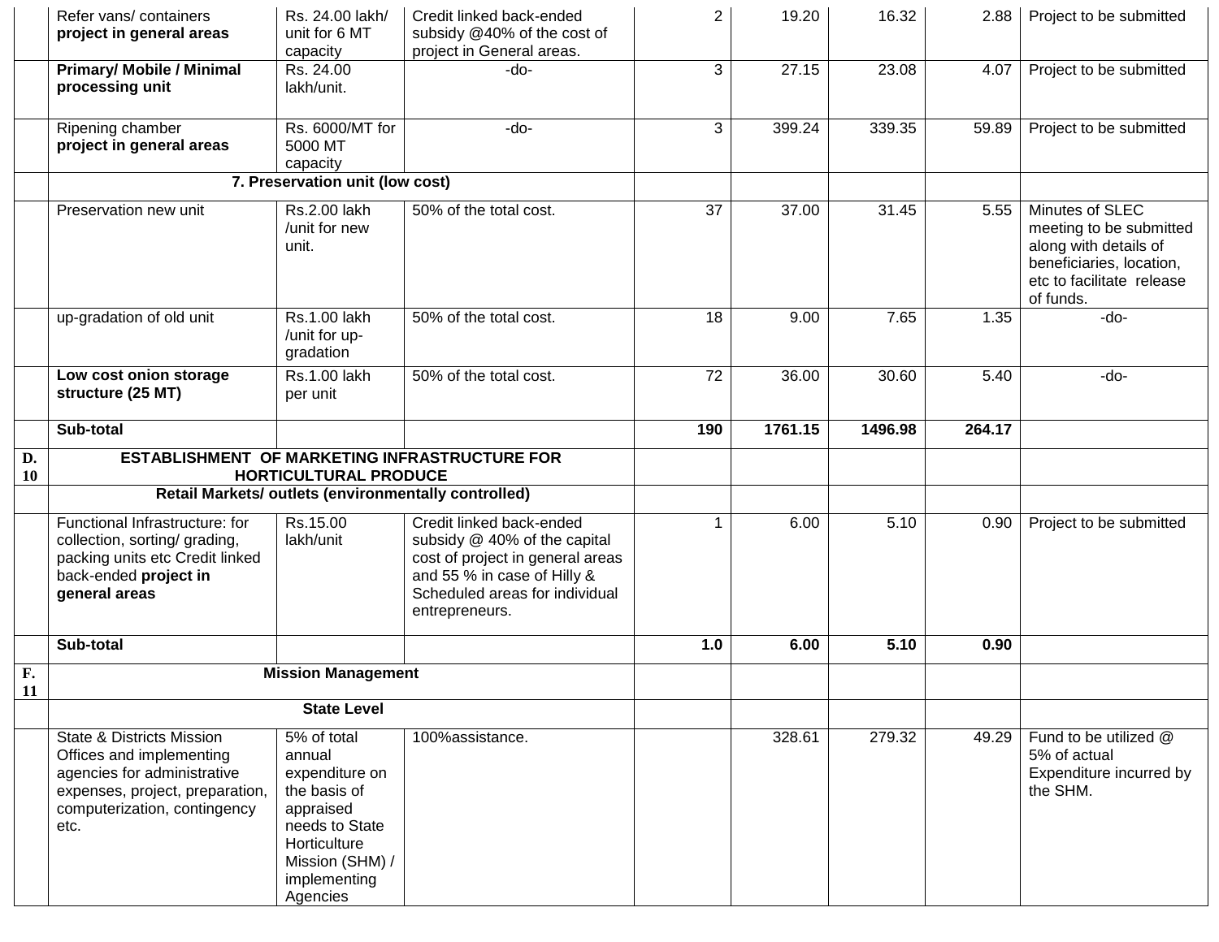| | | | | | | | | |
|---|---|---|---|---|---|---|---|---|
| | Refer vans/ containers **project in general areas** | Rs. 24.00 lakh/ unit for 6 MT capacity | Credit linked back-ended subsidy @40% of the cost of project in General areas. | 2 | 19.20 | 16.32 | 2.88 | Project to be submitted |
| | **Primary/ Mobile / Minimal processing unit** | Rs. 24.00 lakh/unit. | -do- | 3 | 27.15 | 23.08 | 4.07 | Project to be submitted |
| | Ripening chamber **project in general areas** | Rs. 6000/MT for 5000 MT capacity | -do- | 3 | 399.24 | 339.35 | 59.89 | Project to be submitted |
| | **7. Preservation unit (low cost)** | | | | | | | |
| | Preservation new unit | Rs.2.00 lakh /unit for new unit. | 50% of the total cost. | 37 | 37.00 | 31.45 | 5.55 | Minutes of SLEC meeting to be submitted along with details of beneficiaries, location, etc to facilitate release of funds. |
| | up-gradation of old unit | Rs.1.00 lakh /unit for up-gradation | 50% of the total cost. | 18 | 9.00 | 7.65 | 1.35 | -do- |
| | **Low cost onion storage structure (25 MT)** | Rs.1.00 lakh per unit | 50% of the total cost. | 72 | 36.00 | 30.60 | 5.40 | -do- |
| | **Sub-total** | | | **190** | **1761.15** | **1496.98** | **264.17** | |
| **D. 10** | **ESTABLISHMENT OF MARKETING INFRASTRUCTURE FOR HORTICULTURAL PRODUCE** | | | | | | | |
| | **Retail Markets/ outlets (environmentally controlled)** | | | | | | | |
| | Functional Infrastructure: for collection, sorting/ grading, packing units etc Credit linked back-ended **project in general areas** | Rs.15.00 lakh/unit | Credit linked back-ended subsidy @ 40% of the capital cost of project in general areas and 55 % in case of Hilly & Scheduled areas for individual entrepreneurs. | 1 | 6.00 | 5.10 | 0.90 | Project to be submitted |
| | **Sub-total** | | | **1.0** | **6.00** | **5.10** | **0.90** | |
| **F. 11** | **Mission Management** | | | | | | | |
| | **State Level** | | | | | | | |
| | State & Districts Mission Offices and implementing agencies for administrative expenses, project, preparation, computerization, contingency etc. | 5% of total annual expenditure on the basis of appraised needs to State Horticulture Mission (SHM) / implementing Agencies | 100%assistance. | | 328.61 | 279.32 | 49.29 | Fund to be utilized @ 5% of actual Expenditure incurred by the SHM. |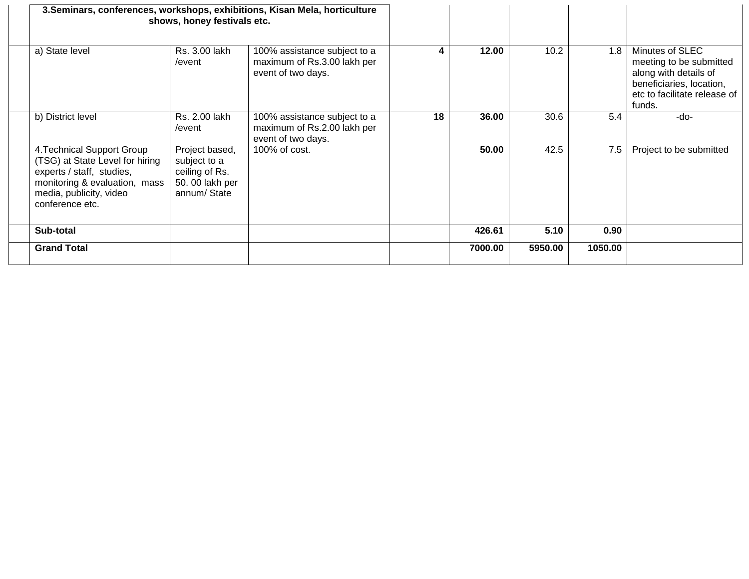| | | | | | | | | |
|---|---|---|---|---|---|---|---|---|
| | **3.Seminars, conferences, workshops, exhibitions, Kisan Mela, horticulture shows, honey festivals etc.** | | | | | | | |
| | a) State level | Rs. 3.00 lakh /event | 100% assistance subject to a maximum of Rs.3.00 lakh per event of two days. | **4** | **12.00** | 10.2 | 1.8 | Minutes of SLEC meeting to be submitted along with details of beneficiaries, location, etc to facilitate release of funds. |
| | b) District level | Rs. 2.00 lakh /event | 100% assistance subject to a maximum of Rs.2.00 lakh per event of two days. | **18** | **36.00** | 30.6 | 5.4 | -do- |
| | 4.Technical Support Group (TSG) at State Level for hiring experts / staff, studies, monitoring & evaluation, mass media, publicity, video conference etc. | Project based, subject to a ceiling of Rs. 50. 00 lakh per annum/ State | 100% of cost. | | **50.00** | 42.5 | 7.5 | Project to be submitted |
| | **Sub-total** | | | | **426.61** | **5.10** | **0.90** | |
| | **Grand Total** | | | | **7000.00** | **5950.00** | **1050.00** | |